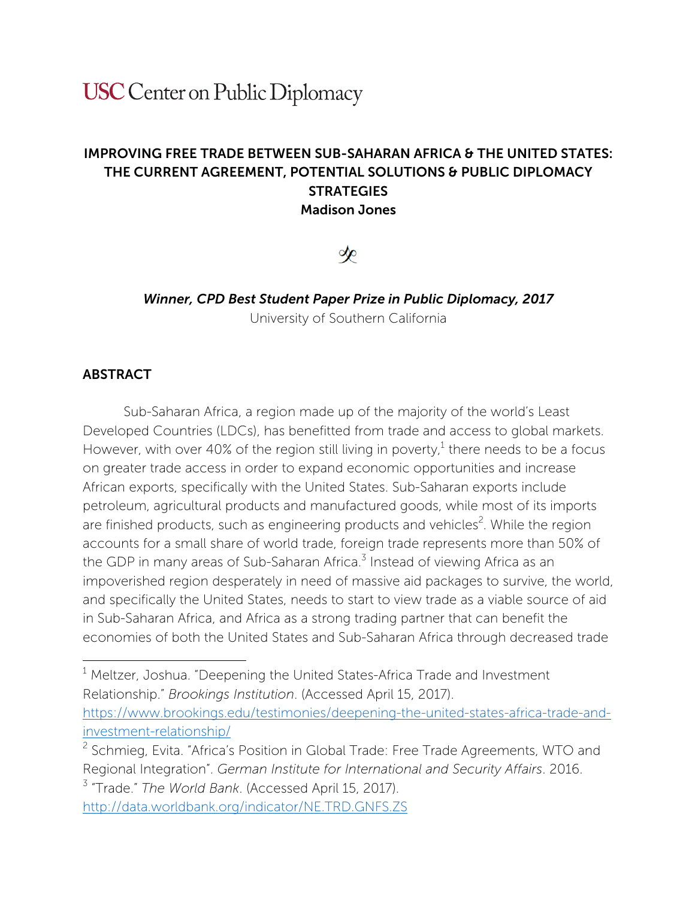USC Center on Public Diplomacy

# IMPROVING FREE TRADE BETWEEN SUB-SAHARAN AFRICA & THE UNITED STATES: THE CURRENT AGREEMENT, POTENTIAL SOLUTIONS & PUBLIC DIPLOMACY STRATEGIES

**Madison Jones**

*Winner, CPD Best Student Paper Prize in Public Diplomacy, 2017*

University of Southern California

## ABSTRACT

Sub-Saharan Africa, a region made up of the majority of the world's Least Developed Countries (LDCs), has benefitted from trade and access to global markets. However, with over 40% of the region still living in poverty,[1] there needs to be a focus on greater trade access in order to expand economic opportunities and increase African exports, specifically with the United States. Sub-Saharan exports include petroleum, agricultural products and manufactured goods, while most of its imports are finished products, such as engineering products and vehicles[2]. While the region accounts for a small share of world trade, foreign trade represents more than 50% of the GDP in many areas of Sub-Saharan Africa.[3] Instead of viewing Africa as an impoverished region desperately in need of massive aid packages to survive, the world, and specifically the United States, needs to start to view trade as a viable source of aid in Sub-Saharan Africa, and Africa as a strong trading partner that can benefit the economies of both the United States and Sub-Saharan Africa through decreased trade

---

[1] Meltzer, Joshua. "Deepening the United States-Africa Trade and Investment Relationship." *Brookings Institution*. (Accessed April 15, 2017). https://www.brookings.edu/testimonies/deepening-the-united-states-africa-trade-and-investment-relationship/

[2] Schmieg, Evita. "Africa's Position in Global Trade: Free Trade Agreements, WTO and Regional Integration". *German Institute for International and Security Affairs*. 2016.

[3] "Trade." *The World Bank*. (Accessed April 15, 2017). http://data.worldbank.org/indicator/NE.TRD.GNFS.ZS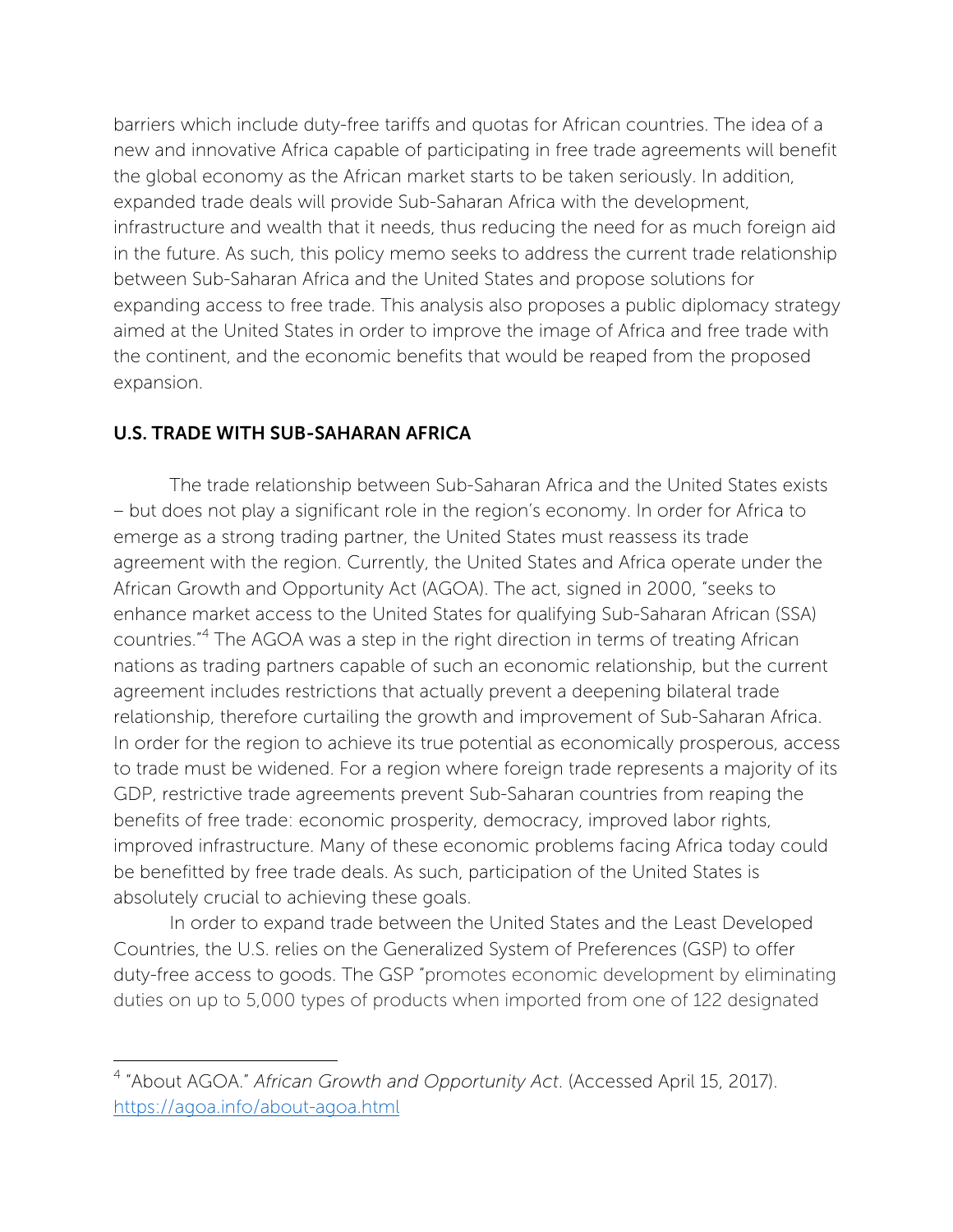barriers which include duty-free tariffs and quotas for African countries. The idea of a new and innovative Africa capable of participating in free trade agreements will benefit the global economy as the African market starts to be taken seriously. In addition, expanded trade deals will provide Sub-Saharan Africa with the development, infrastructure and wealth that it needs, thus reducing the need for as much foreign aid in the future. As such, this policy memo seeks to address the current trade relationship between Sub-Saharan Africa and the United States and propose solutions for expanding access to free trade. This analysis also proposes a public diplomacy strategy aimed at the United States in order to improve the image of Africa and free trade with the continent, and the economic benefits that would be reaped from the proposed expansion.

## U.S. TRADE WITH SUB-SAHARAN AFRICA

The trade relationship between Sub-Saharan Africa and the United States exists – but does not play a significant role in the region's economy. In order for Africa to emerge as a strong trading partner, the United States must reassess its trade agreement with the region. Currently, the United States and Africa operate under the African Growth and Opportunity Act (AGOA). The act, signed in 2000, "seeks to enhance market access to the United States for qualifying Sub-Saharan African (SSA) countries."[4] The AGOA was a step in the right direction in terms of treating African nations as trading partners capable of such an economic relationship, but the current agreement includes restrictions that actually prevent a deepening bilateral trade relationship, therefore curtailing the growth and improvement of Sub-Saharan Africa. In order for the region to achieve its true potential as economically prosperous, access to trade must be widened. For a region where foreign trade represents a majority of its GDP, restrictive trade agreements prevent Sub-Saharan countries from reaping the benefits of free trade: economic prosperity, democracy, improved labor rights, improved infrastructure. Many of these economic problems facing Africa today could be benefitted by free trade deals. As such, participation of the United States is absolutely crucial to achieving these goals.

In order to expand trade between the United States and the Least Developed Countries, the U.S. relies on the Generalized System of Preferences (GSP) to offer duty-free access to goods. The GSP "promotes economic development by eliminating duties on up to 5,000 types of products when imported from one of 122 designated

---

[4] "About AGOA." *African Growth and Opportunity Act*. (Accessed April 15, 2017). https://agoa.info/about-agoa.html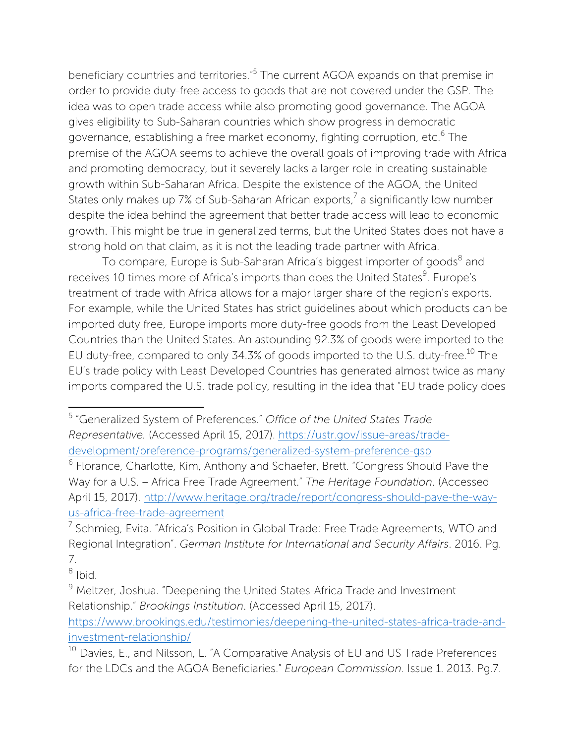beneficiary countries and territories."[5] The current AGOA expands on that premise in order to provide duty-free access to goods that are not covered under the GSP. The idea was to open trade access while also promoting good governance. The AGOA gives eligibility to Sub-Saharan countries which show progress in democratic governance, establishing a free market economy, fighting corruption, etc.[6] The premise of the AGOA seems to achieve the overall goals of improving trade with Africa and promoting democracy, but it severely lacks a larger role in creating sustainable growth within Sub-Saharan Africa. Despite the existence of the AGOA, the United States only makes up 7% of Sub-Saharan African exports,[7] a significantly low number despite the idea behind the agreement that better trade access will lead to economic growth. This might be true in generalized terms, but the United States does not have a strong hold on that claim, as it is not the leading trade partner with Africa.

To compare, Europe is Sub-Saharan Africa's biggest importer of goods[8] and receives 10 times more of Africa's imports than does the United States[9]. Europe's treatment of trade with Africa allows for a major larger share of the region's exports. For example, while the United States has strict guidelines about which products can be imported duty free, Europe imports more duty-free goods from the Least Developed Countries than the United States. An astounding 92.3% of goods were imported to the EU duty-free, compared to only 34.3% of goods imported to the U.S. duty-free.[10] The EU's trade policy with Least Developed Countries has generated almost twice as many imports compared the U.S. trade policy, resulting in the idea that "EU trade policy does

---

[5] "Generalized System of Preferences." *Office of the United States Trade Representative.* (Accessed April 15, 2017). https://ustr.gov/issue-areas/trade-development/preference-programs/generalized-system-preference-gsp

[6] Florance, Charlotte, Kim, Anthony and Schaefer, Brett. "Congress Should Pave the Way for a U.S. – Africa Free Trade Agreement." *The Heritage Foundation*. (Accessed April 15, 2017). http://www.heritage.org/trade/report/congress-should-pave-the-way-us-africa-free-trade-agreement

[7] Schmieg, Evita. "Africa's Position in Global Trade: Free Trade Agreements, WTO and Regional Integration". *German Institute for International and Security Affairs*. 2016. Pg. 7.

[8] Ibid.

[9] Meltzer, Joshua. "Deepening the United States-Africa Trade and Investment Relationship." *Brookings Institution*. (Accessed April 15, 2017). https://www.brookings.edu/testimonies/deepening-the-united-states-africa-trade-and-investment-relationship/

[10] Davies, E., and Nilsson, L. "A Comparative Analysis of EU and US Trade Preferences for the LDCs and the AGOA Beneficiaries." *European Commission*. Issue 1. 2013. Pg.7.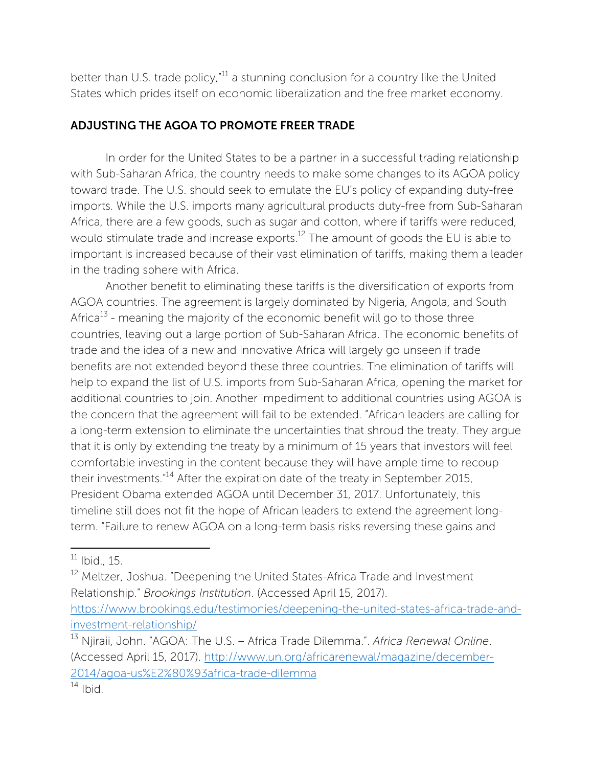better than U.S. trade policy,"[11] a stunning conclusion for a country like the United States which prides itself on economic liberalization and the free market economy.

## ADJUSTING THE AGOA TO PROMOTE FREER TRADE

In order for the United States to be a partner in a successful trading relationship with Sub-Saharan Africa, the country needs to make some changes to its AGOA policy toward trade. The U.S. should seek to emulate the EU's policy of expanding duty-free imports. While the U.S. imports many agricultural products duty-free from Sub-Saharan Africa, there are a few goods, such as sugar and cotton, where if tariffs were reduced, would stimulate trade and increase exports.[12] The amount of goods the EU is able to important is increased because of their vast elimination of tariffs, making them a leader in the trading sphere with Africa.

Another benefit to eliminating these tariffs is the diversification of exports from AGOA countries. The agreement is largely dominated by Nigeria, Angola, and South Africa[13] - meaning the majority of the economic benefit will go to those three countries, leaving out a large portion of Sub-Saharan Africa. The economic benefits of trade and the idea of a new and innovative Africa will largely go unseen if trade benefits are not extended beyond these three countries. The elimination of tariffs will help to expand the list of U.S. imports from Sub-Saharan Africa, opening the market for additional countries to join. Another impediment to additional countries using AGOA is the concern that the agreement will fail to be extended. "African leaders are calling for a long-term extension to eliminate the uncertainties that shroud the treaty. They argue that it is only by extending the treaty by a minimum of 15 years that investors will feel comfortable investing in the content because they will have ample time to recoup their investments."[14] After the expiration date of the treaty in September 2015, President Obama extended AGOA until December 31, 2017. Unfortunately, this timeline still does not fit the hope of African leaders to extend the agreement long-term. "Failure to renew AGOA on a long-term basis risks reversing these gains and

---

[11] Ibid., 15.

[12] Meltzer, Joshua. "Deepening the United States-Africa Trade and Investment Relationship." *Brookings Institution*. (Accessed April 15, 2017). https://www.brookings.edu/testimonies/deepening-the-united-states-africa-trade-and-investment-relationship/

[13] Njiraii, John. "AGOA: The U.S. – Africa Trade Dilemma.". *Africa Renewal Online*. (Accessed April 15, 2017). http://www.un.org/africarenewal/magazine/december-2014/agoa-us%E2%80%93africa-trade-dilemma

[14] Ibid.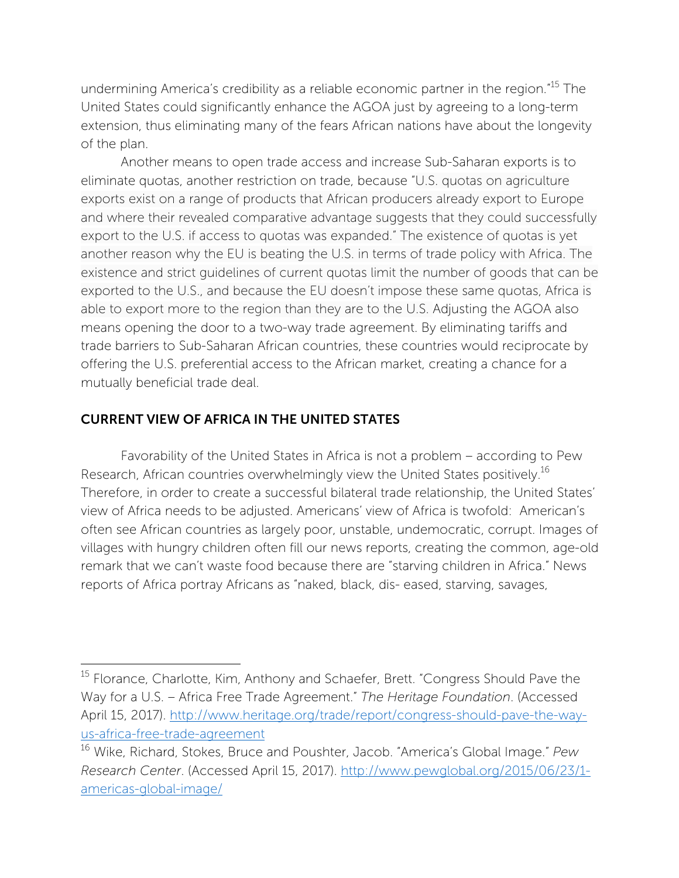undermining America's credibility as a reliable economic partner in the region."[15] The United States could significantly enhance the AGOA just by agreeing to a long-term extension, thus eliminating many of the fears African nations have about the longevity of the plan.

Another means to open trade access and increase Sub-Saharan exports is to eliminate quotas, another restriction on trade, because "U.S. quotas on agriculture exports exist on a range of products that African producers already export to Europe and where their revealed comparative advantage suggests that they could successfully export to the U.S. if access to quotas was expanded." The existence of quotas is yet another reason why the EU is beating the U.S. in terms of trade policy with Africa. The existence and strict guidelines of current quotas limit the number of goods that can be exported to the U.S., and because the EU doesn't impose these same quotas, Africa is able to export more to the region than they are to the U.S. Adjusting the AGOA also means opening the door to a two-way trade agreement. By eliminating tariffs and trade barriers to Sub-Saharan African countries, these countries would reciprocate by offering the U.S. preferential access to the African market, creating a chance for a mutually beneficial trade deal.

## CURRENT VIEW OF AFRICA IN THE UNITED STATES

Favorability of the United States in Africa is not a problem – according to Pew Research, African countries overwhelmingly view the United States positively.[16] Therefore, in order to create a successful bilateral trade relationship, the United States' view of Africa needs to be adjusted. Americans' view of Africa is twofold: American's often see African countries as largely poor, unstable, undemocratic, corrupt. Images of villages with hungry children often fill our news reports, creating the common, age-old remark that we can't waste food because there are "starving children in Africa." News reports of Africa portray Africans as "naked, black, dis- eased, starving, savages,

---

[15] Florance, Charlotte, Kim, Anthony and Schaefer, Brett. "Congress Should Pave the Way for a U.S. – Africa Free Trade Agreement." *The Heritage Foundation*. (Accessed April 15, 2017). http://www.heritage.org/trade/report/congress-should-pave-the-way-us-africa-free-trade-agreement

[16] Wike, Richard, Stokes, Bruce and Poushter, Jacob. "America's Global Image." *Pew Research Center*. (Accessed April 15, 2017). http://www.pewglobal.org/2015/06/23/1-americas-global-image/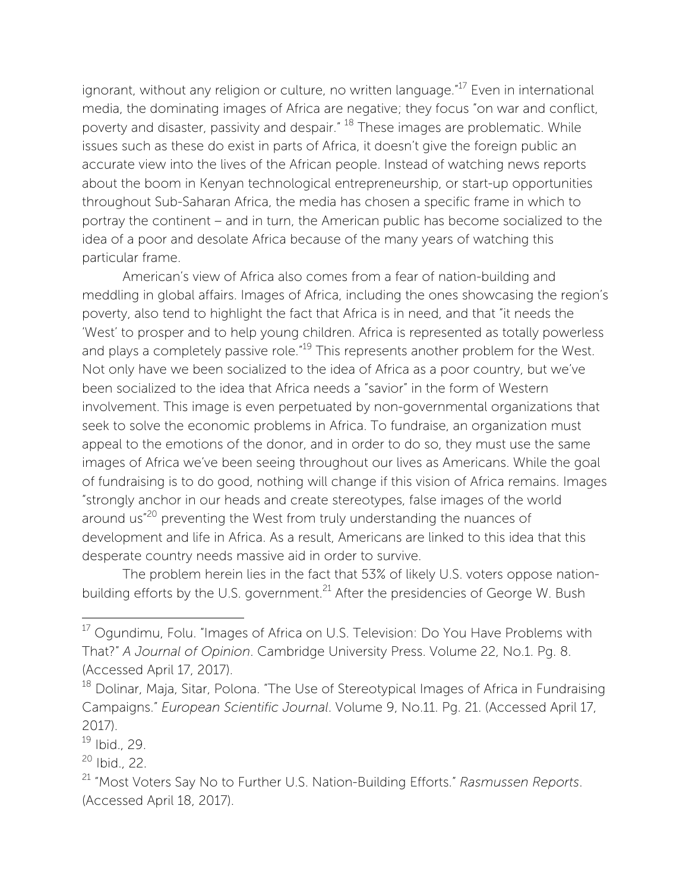ignorant, without any religion or culture, no written language."[17] Even in international media, the dominating images of Africa are negative; they focus "on war and conflict, poverty and disaster, passivity and despair." [18] These images are problematic. While issues such as these do exist in parts of Africa, it doesn't give the foreign public an accurate view into the lives of the African people. Instead of watching news reports about the boom in Kenyan technological entrepreneurship, or start-up opportunities throughout Sub-Saharan Africa, the media has chosen a specific frame in which to portray the continent – and in turn, the American public has become socialized to the idea of a poor and desolate Africa because of the many years of watching this particular frame.

American's view of Africa also comes from a fear of nation-building and meddling in global affairs. Images of Africa, including the ones showcasing the region's poverty, also tend to highlight the fact that Africa is in need, and that "it needs the 'West' to prosper and to help young children. Africa is represented as totally powerless and plays a completely passive role."[19] This represents another problem for the West. Not only have we been socialized to the idea of Africa as a poor country, but we've been socialized to the idea that Africa needs a "savior" in the form of Western involvement. This image is even perpetuated by non-governmental organizations that seek to solve the economic problems in Africa. To fundraise, an organization must appeal to the emotions of the donor, and in order to do so, they must use the same images of Africa we've been seeing throughout our lives as Americans. While the goal of fundraising is to do good, nothing will change if this vision of Africa remains. Images "strongly anchor in our heads and create stereotypes, false images of the world around us"[20] preventing the West from truly understanding the nuances of development and life in Africa. As a result, Americans are linked to this idea that this desperate country needs massive aid in order to survive.

The problem herein lies in the fact that 53% of likely U.S. voters oppose nation-building efforts by the U.S. government.[21] After the presidencies of George W. Bush

---

[17] Ogundimu, Folu. "Images of Africa on U.S. Television: Do You Have Problems with That?" *A Journal of Opinion*. Cambridge University Press. Volume 22, No.1. Pg. 8. (Accessed April 17, 2017).

[18] Dolinar, Maja, Sitar, Polona. "The Use of Stereotypical Images of Africa in Fundraising Campaigns." *European Scientific Journal*. Volume 9, No.11. Pg. 21. (Accessed April 17, 2017).

[19] Ibid., 29.

[20] Ibid., 22.

[21] "Most Voters Say No to Further U.S. Nation-Building Efforts." *Rasmussen Reports*. (Accessed April 18, 2017).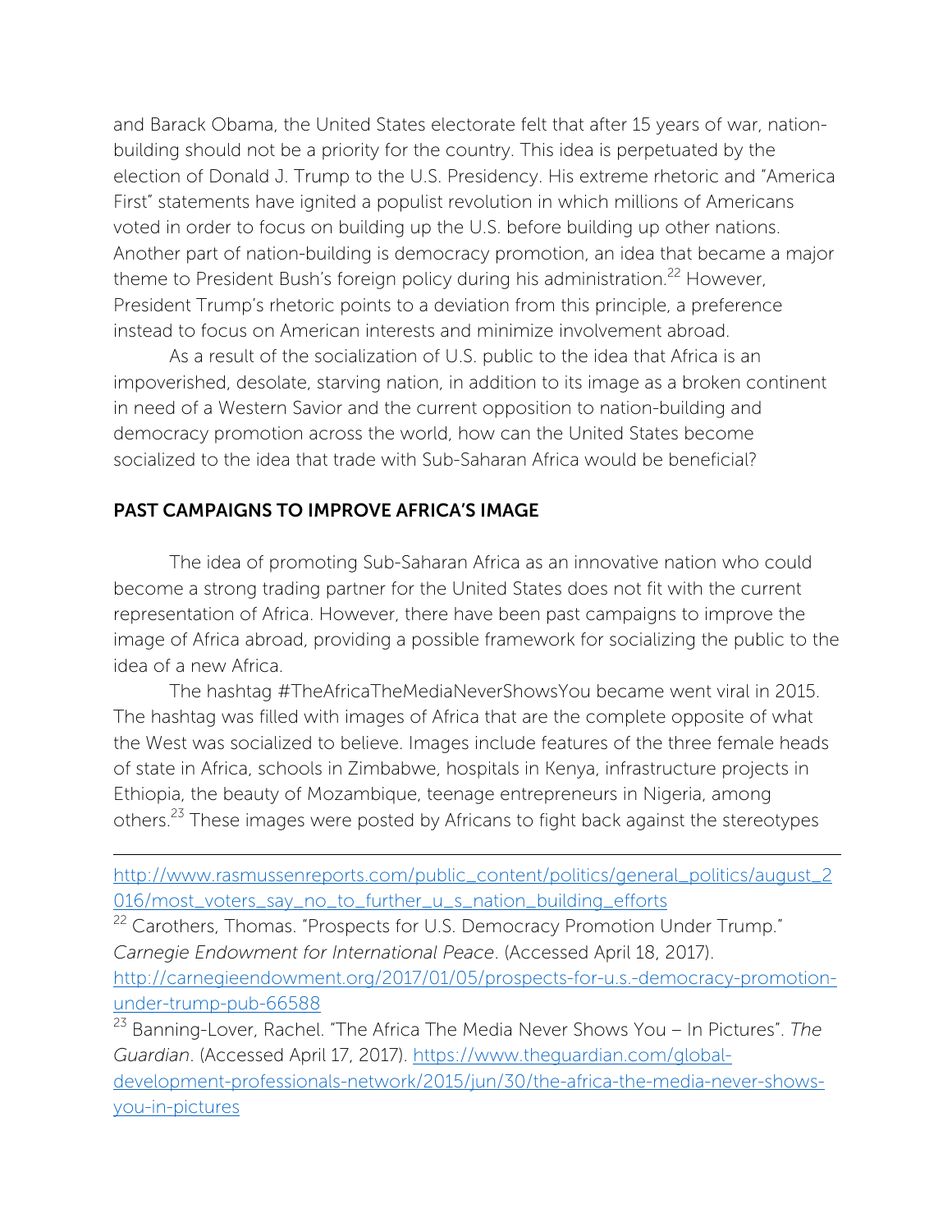and Barack Obama, the United States electorate felt that after 15 years of war, nation-building should not be a priority for the country. This idea is perpetuated by the election of Donald J. Trump to the U.S. Presidency. His extreme rhetoric and "America First" statements have ignited a populist revolution in which millions of Americans voted in order to focus on building up the U.S. before building up other nations. Another part of nation-building is democracy promotion, an idea that became a major theme to President Bush's foreign policy during his administration.[22] However, President Trump's rhetoric points to a deviation from this principle, a preference instead to focus on American interests and minimize involvement abroad.

As a result of the socialization of U.S. public to the idea that Africa is an impoverished, desolate, starving nation, in addition to its image as a broken continent in need of a Western Savior and the current opposition to nation-building and democracy promotion across the world, how can the United States become socialized to the idea that trade with Sub-Saharan Africa would be beneficial?

## PAST CAMPAIGNS TO IMPROVE AFRICA'S IMAGE

The idea of promoting Sub-Saharan Africa as an innovative nation who could become a strong trading partner for the United States does not fit with the current representation of Africa. However, there have been past campaigns to improve the image of Africa abroad, providing a possible framework for socializing the public to the idea of a new Africa.

The hashtag #TheAfricaTheMediaNeverShowsYou became went viral in 2015. The hashtag was filled with images of Africa that are the complete opposite of what the West was socialized to believe. Images include features of the three female heads of state in Africa, schools in Zimbabwe, hospitals in Kenya, infrastructure projects in Ethiopia, the beauty of Mozambique, teenage entrepreneurs in Nigeria, among others.[23] These images were posted by Africans to fight back against the stereotypes

---

http://www.rasmussenreports.com/public_content/politics/general_politics/august_2016/most_voters_say_no_to_further_u_s_nation_building_efforts

[22] Carothers, Thomas. "Prospects for U.S. Democracy Promotion Under Trump." *Carnegie Endowment for International Peace*. (Accessed April 18, 2017). http://carnegieendowment.org/2017/01/05/prospects-for-u.s.-democracy-promotion-under-trump-pub-66588

[23] Banning-Lover, Rachel. "The Africa The Media Never Shows You – In Pictures". *The Guardian*. (Accessed April 17, 2017). https://www.theguardian.com/global-development-professionals-network/2015/jun/30/the-africa-the-media-never-shows-you-in-pictures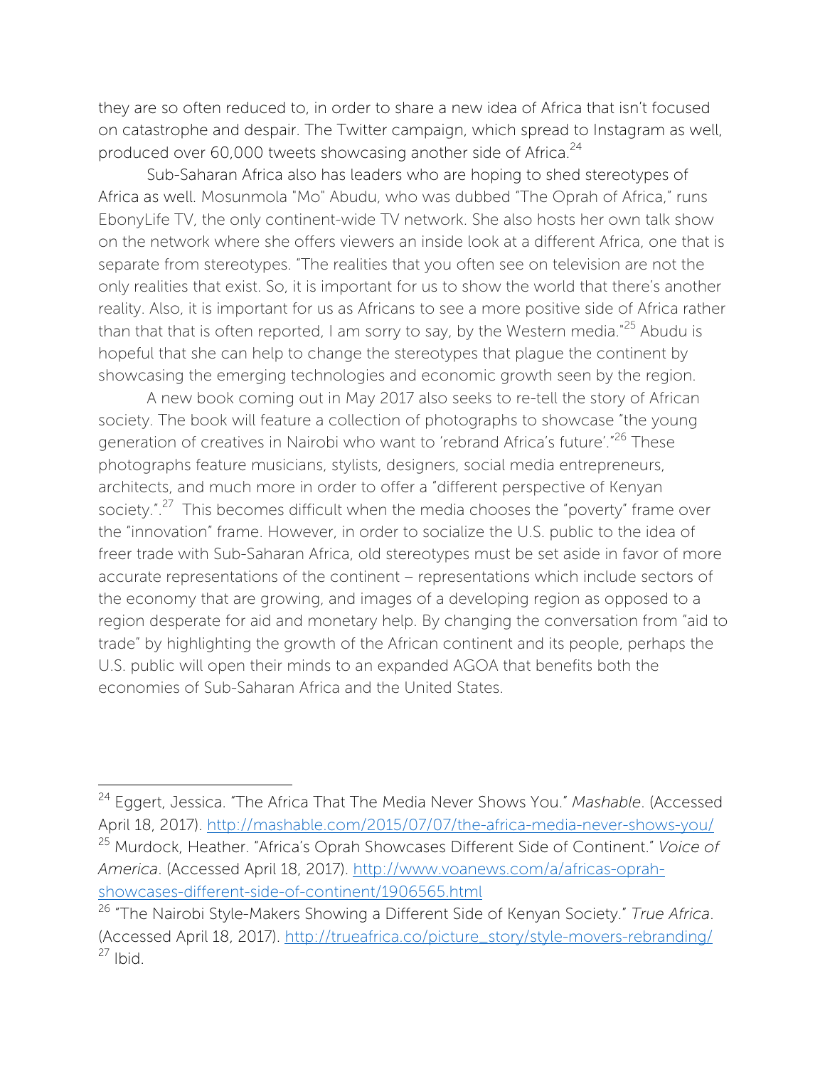they are so often reduced to, in order to share a new idea of Africa that isn't focused on catastrophe and despair. The Twitter campaign, which spread to Instagram as well, produced over 60,000 tweets showcasing another side of Africa.[24]

Sub-Saharan Africa also has leaders who are hoping to shed stereotypes of Africa as well. Mosunmola "Mo" Abudu, who was dubbed "The Oprah of Africa," runs EbonyLife TV, the only continent-wide TV network. She also hosts her own talk show on the network where she offers viewers an inside look at a different Africa, one that is separate from stereotypes. "The realities that you often see on television are not the only realities that exist. So, it is important for us to show the world that there's another reality. Also, it is important for us as Africans to see a more positive side of Africa rather than that that is often reported, I am sorry to say, by the Western media."[25] Abudu is hopeful that she can help to change the stereotypes that plague the continent by showcasing the emerging technologies and economic growth seen by the region.

A new book coming out in May 2017 also seeks to re-tell the story of African society. The book will feature a collection of photographs to showcase "the young generation of creatives in Nairobi who want to 'rebrand Africa's future'."[26] These photographs feature musicians, stylists, designers, social media entrepreneurs, architects, and much more in order to offer a "different perspective of Kenyan society.".[27] This becomes difficult when the media chooses the "poverty" frame over the "innovation" frame. However, in order to socialize the U.S. public to the idea of freer trade with Sub-Saharan Africa, old stereotypes must be set aside in favor of more accurate representations of the continent – representations which include sectors of the economy that are growing, and images of a developing region as opposed to a region desperate for aid and monetary help. By changing the conversation from "aid to trade" by highlighting the growth of the African continent and its people, perhaps the U.S. public will open their minds to an expanded AGOA that benefits both the economies of Sub-Saharan Africa and the United States.

---

[24] Eggert, Jessica. "The Africa That The Media Never Shows You." *Mashable*. (Accessed April 18, 2017). http://mashable.com/2015/07/07/the-africa-media-never-shows-you/

[25] Murdock, Heather. "Africa's Oprah Showcases Different Side of Continent." *Voice of America*. (Accessed April 18, 2017). http://www.voanews.com/a/africas-oprah-showcases-different-side-of-continent/1906565.html

[26] "The Nairobi Style-Makers Showing a Different Side of Kenyan Society." *True Africa*. (Accessed April 18, 2017). http://trueafrica.co/picture_story/style-movers-rebranding/

[27] Ibid.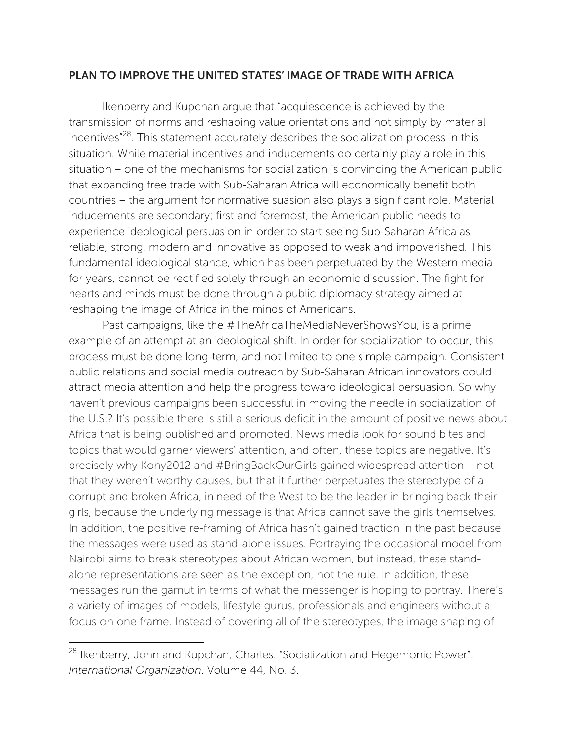## PLAN TO IMPROVE THE UNITED STATES' IMAGE OF TRADE WITH AFRICA

Ikenberry and Kupchan argue that "acquiescence is achieved by the transmission of norms and reshaping value orientations and not simply by material incentives"[28]. This statement accurately describes the socialization process in this situation. While material incentives and inducements do certainly play a role in this situation – one of the mechanisms for socialization is convincing the American public that expanding free trade with Sub-Saharan Africa will economically benefit both countries – the argument for normative suasion also plays a significant role. Material inducements are secondary; first and foremost, the American public needs to experience ideological persuasion in order to start seeing Sub-Saharan Africa as reliable, strong, modern and innovative as opposed to weak and impoverished. This fundamental ideological stance, which has been perpetuated by the Western media for years, cannot be rectified solely through an economic discussion. The fight for hearts and minds must be done through a public diplomacy strategy aimed at reshaping the image of Africa in the minds of Americans.

Past campaigns, like the #TheAfricaTheMediaNeverShowsYou, is a prime example of an attempt at an ideological shift. In order for socialization to occur, this process must be done long-term, and not limited to one simple campaign. Consistent public relations and social media outreach by Sub-Saharan African innovators could attract media attention and help the progress toward ideological persuasion. So why haven't previous campaigns been successful in moving the needle in socialization of the U.S.? It's possible there is still a serious deficit in the amount of positive news about Africa that is being published and promoted. News media look for sound bites and topics that would garner viewers' attention, and often, these topics are negative. It's precisely why Kony2012 and #BringBackOurGirls gained widespread attention – not that they weren't worthy causes, but that it further perpetuates the stereotype of a corrupt and broken Africa, in need of the West to be the leader in bringing back their girls, because the underlying message is that Africa cannot save the girls themselves. In addition, the positive re-framing of Africa hasn't gained traction in the past because the messages were used as stand-alone issues. Portraying the occasional model from Nairobi aims to break stereotypes about African women, but instead, these stand-alone representations are seen as the exception, not the rule. In addition, these messages run the gamut in terms of what the messenger is hoping to portray. There's a variety of images of models, lifestyle gurus, professionals and engineers without a focus on one frame. Instead of covering all of the stereotypes, the image shaping of

[28] Ikenberry, John and Kupchan, Charles. "Socialization and Hegemonic Power". *International Organization*. Volume 44, No. 3.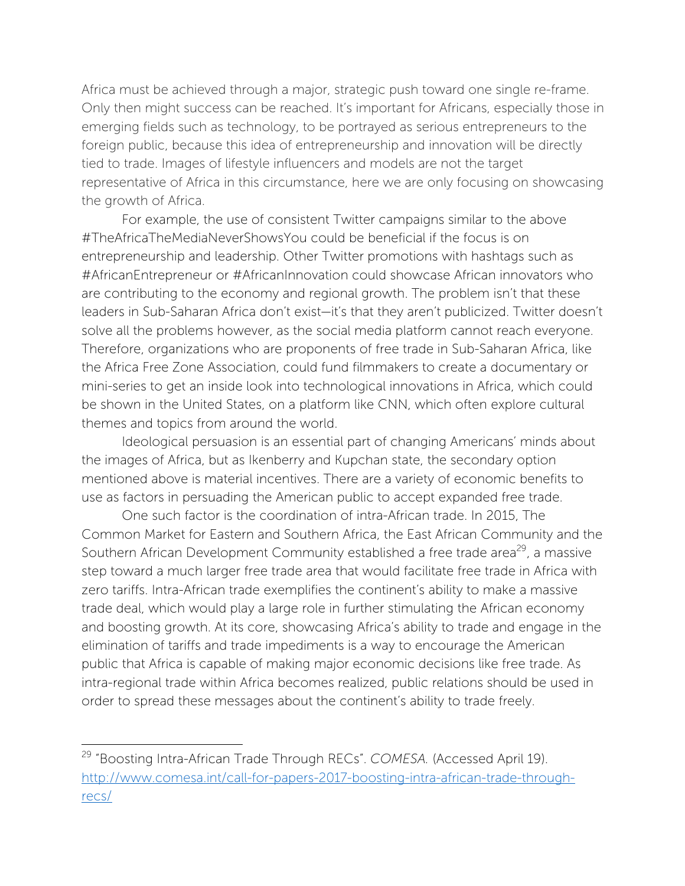Africa must be achieved through a major, strategic push toward one single re-frame. Only then might success can be reached. It's important for Africans, especially those in emerging fields such as technology, to be portrayed as serious entrepreneurs to the foreign public, because this idea of entrepreneurship and innovation will be directly tied to trade. Images of lifestyle influencers and models are not the target representative of Africa in this circumstance, here we are only focusing on showcasing the growth of Africa.

For example, the use of consistent Twitter campaigns similar to the above #TheAfricaTheMediaNeverShowsYou could be beneficial if the focus is on entrepreneurship and leadership. Other Twitter promotions with hashtags such as #AfricanEntrepreneur or #AfricanInnovation could showcase African innovators who are contributing to the economy and regional growth. The problem isn't that these leaders in Sub-Saharan Africa don't exist—it's that they aren't publicized. Twitter doesn't solve all the problems however, as the social media platform cannot reach everyone. Therefore, organizations who are proponents of free trade in Sub-Saharan Africa, like the Africa Free Zone Association, could fund filmmakers to create a documentary or mini-series to get an inside look into technological innovations in Africa, which could be shown in the United States, on a platform like CNN, which often explore cultural themes and topics from around the world.

Ideological persuasion is an essential part of changing Americans' minds about the images of Africa, but as Ikenberry and Kupchan state, the secondary option mentioned above is material incentives. There are a variety of economic benefits to use as factors in persuading the American public to accept expanded free trade.

One such factor is the coordination of intra-African trade. In 2015, The Common Market for Eastern and Southern Africa, the East African Community and the Southern African Development Community established a free trade area[29], a massive step toward a much larger free trade area that would facilitate free trade in Africa with zero tariffs. Intra-African trade exemplifies the continent's ability to make a massive trade deal, which would play a large role in further stimulating the African economy and boosting growth. At its core, showcasing Africa's ability to trade and engage in the elimination of tariffs and trade impediments is a way to encourage the American public that Africa is capable of making major economic decisions like free trade. As intra-regional trade within Africa becomes realized, public relations should be used in order to spread these messages about the continent's ability to trade freely.

---

[29] "Boosting Intra-African Trade Through RECs". *COMESA.* (Accessed April 19). http://www.comesa.int/call-for-papers-2017-boosting-intra-african-trade-through-recs/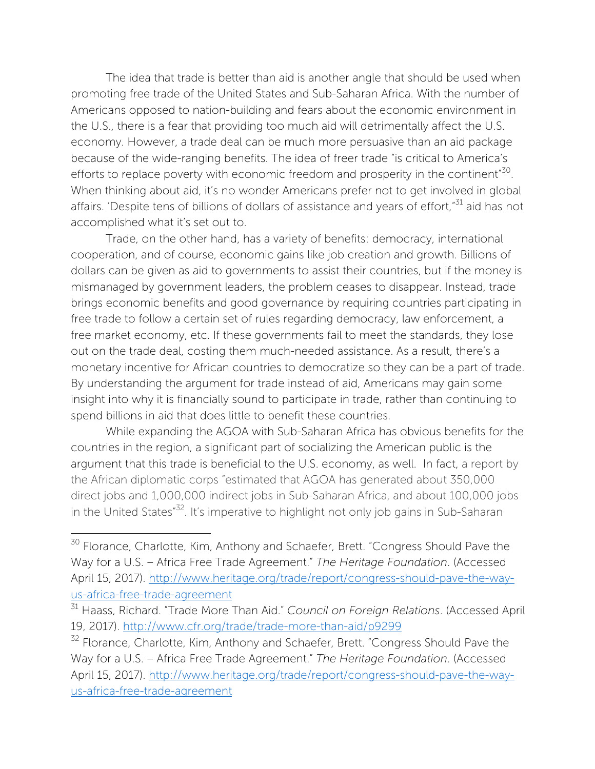The idea that trade is better than aid is another angle that should be used when promoting free trade of the United States and Sub-Saharan Africa. With the number of Americans opposed to nation-building and fears about the economic environment in the U.S., there is a fear that providing too much aid will detrimentally affect the U.S. economy. However, a trade deal can be much more persuasive than an aid package because of the wide-ranging benefits. The idea of freer trade "is critical to America's efforts to replace poverty with economic freedom and prosperity in the continent"[30]. When thinking about aid, it's no wonder Americans prefer not to get involved in global affairs. 'Despite tens of billions of dollars of assistance and years of effort,"[31] aid has not accomplished what it's set out to.

Trade, on the other hand, has a variety of benefits: democracy, international cooperation, and of course, economic gains like job creation and growth. Billions of dollars can be given as aid to governments to assist their countries, but if the money is mismanaged by government leaders, the problem ceases to disappear. Instead, trade brings economic benefits and good governance by requiring countries participating in free trade to follow a certain set of rules regarding democracy, law enforcement, a free market economy, etc. If these governments fail to meet the standards, they lose out on the trade deal, costing them much-needed assistance. As a result, there's a monetary incentive for African countries to democratize so they can be a part of trade. By understanding the argument for trade instead of aid, Americans may gain some insight into why it is financially sound to participate in trade, rather than continuing to spend billions in aid that does little to benefit these countries.

While expanding the AGOA with Sub-Saharan Africa has obvious benefits for the countries in the region, a significant part of socializing the American public is the argument that this trade is beneficial to the U.S. economy, as well. In fact, a report by the African diplomatic corps "estimated that AGOA has generated about 350,000 direct jobs and 1,000,000 indirect jobs in Sub-Saharan Africa, and about 100,000 jobs in the United States"[32]. It's imperative to highlight not only job gains in Sub-Saharan

---

[30] Florance, Charlotte, Kim, Anthony and Schaefer, Brett. "Congress Should Pave the Way for a U.S. – Africa Free Trade Agreement." *The Heritage Foundation*. (Accessed April 15, 2017). http://www.heritage.org/trade/report/congress-should-pave-the-way-us-africa-free-trade-agreement

[31] Haass, Richard. "Trade More Than Aid." *Council on Foreign Relations*. (Accessed April 19, 2017). http://www.cfr.org/trade/trade-more-than-aid/p9299

[32] Florance, Charlotte, Kim, Anthony and Schaefer, Brett. "Congress Should Pave the Way for a U.S. – Africa Free Trade Agreement." *The Heritage Foundation*. (Accessed April 15, 2017). http://www.heritage.org/trade/report/congress-should-pave-the-way-us-africa-free-trade-agreement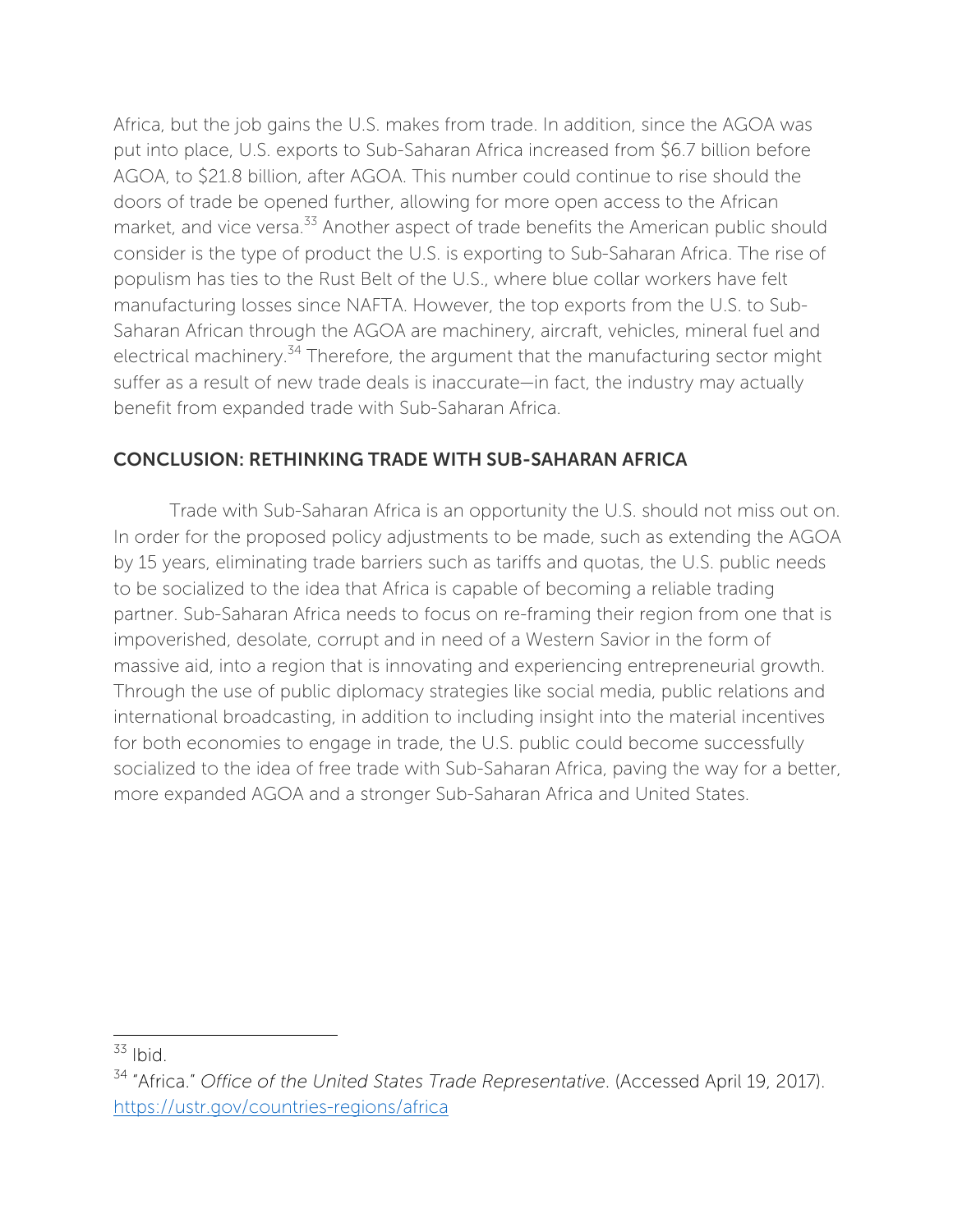Africa, but the job gains the U.S. makes from trade. In addition, since the AGOA was put into place, U.S. exports to Sub-Saharan Africa increased from $6.7 billion before AGOA, to $21.8 billion, after AGOA. This number could continue to rise should the doors of trade be opened further, allowing for more open access to the African market, and vice versa.[33] Another aspect of trade benefits the American public should consider is the type of product the U.S. is exporting to Sub-Saharan Africa. The rise of populism has ties to the Rust Belt of the U.S., where blue collar workers have felt manufacturing losses since NAFTA. However, the top exports from the U.S. to Sub-Saharan African through the AGOA are machinery, aircraft, vehicles, mineral fuel and electrical machinery.[34] Therefore, the argument that the manufacturing sector might suffer as a result of new trade deals is inaccurate—in fact, the industry may actually benefit from expanded trade with Sub-Saharan Africa.

## CONCLUSION: RETHINKING TRADE WITH SUB-SAHARAN AFRICA

Trade with Sub-Saharan Africa is an opportunity the U.S. should not miss out on. In order for the proposed policy adjustments to be made, such as extending the AGOA by 15 years, eliminating trade barriers such as tariffs and quotas, the U.S. public needs to be socialized to the idea that Africa is capable of becoming a reliable trading partner. Sub-Saharan Africa needs to focus on re-framing their region from one that is impoverished, desolate, corrupt and in need of a Western Savior in the form of massive aid, into a region that is innovating and experiencing entrepreneurial growth. Through the use of public diplomacy strategies like social media, public relations and international broadcasting, in addition to including insight into the material incentives for both economies to engage in trade, the U.S. public could become successfully socialized to the idea of free trade with Sub-Saharan Africa, paving the way for a better, more expanded AGOA and a stronger Sub-Saharan Africa and United States.

---

[33] Ibid.

[34] "Africa." *Office of the United States Trade Representative*. (Accessed April 19, 2017). https://ustr.gov/countries-regions/africa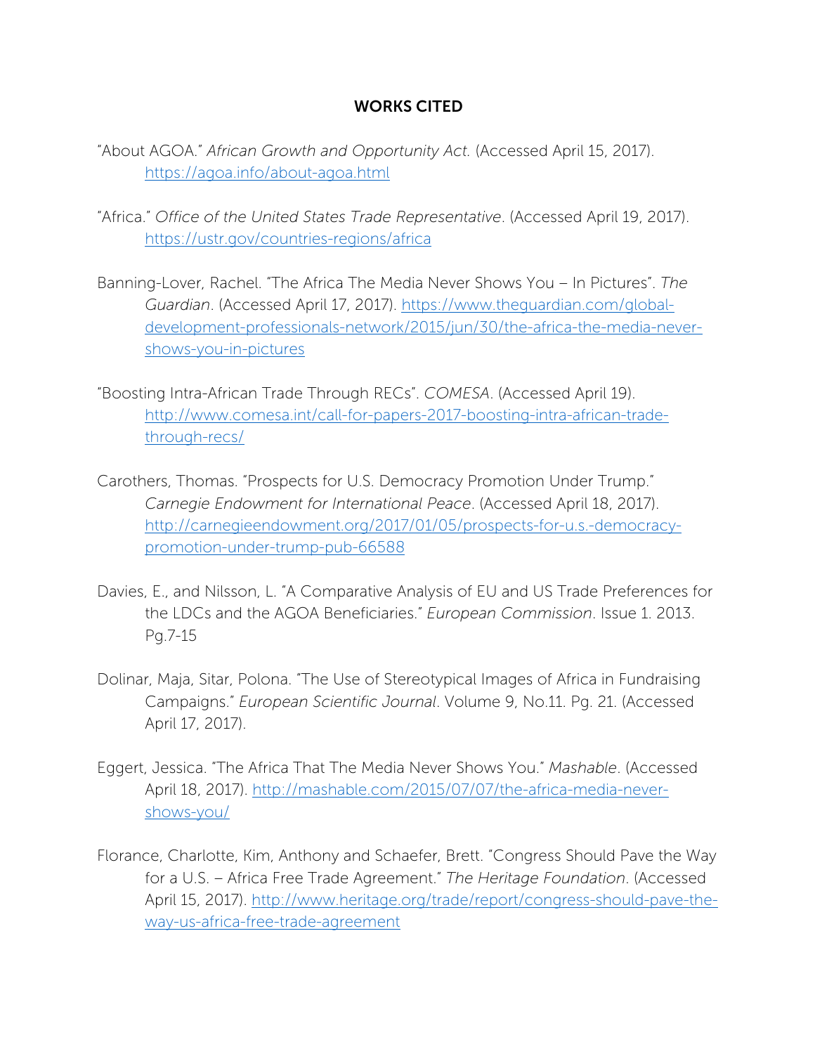# WORKS CITED

"About AGOA." *African Growth and Opportunity Act.* (Accessed April 15, 2017). https://agoa.info/about-agoa.html

"Africa." *Office of the United States Trade Representative*. (Accessed April 19, 2017). https://ustr.gov/countries-regions/africa

Banning-Lover, Rachel. "The Africa The Media Never Shows You – In Pictures". *The Guardian*. (Accessed April 17, 2017). https://www.theguardian.com/global-development-professionals-network/2015/jun/30/the-africa-the-media-never-shows-you-in-pictures

"Boosting Intra-African Trade Through RECs". *COMESA*. (Accessed April 19). http://www.comesa.int/call-for-papers-2017-boosting-intra-african-trade-through-recs/

Carothers, Thomas. "Prospects for U.S. Democracy Promotion Under Trump." *Carnegie Endowment for International Peace*. (Accessed April 18, 2017). http://carnegieendowment.org/2017/01/05/prospects-for-u.s.-democracy-promotion-under-trump-pub-66588

Davies, E., and Nilsson, L. "A Comparative Analysis of EU and US Trade Preferences for the LDCs and the AGOA Beneficiaries." *European Commission*. Issue 1. 2013. Pg.7-15

Dolinar, Maja, Sitar, Polona. "The Use of Stereotypical Images of Africa in Fundraising Campaigns." *European Scientific Journal*. Volume 9, No.11. Pg. 21. (Accessed April 17, 2017).

Eggert, Jessica. "The Africa That The Media Never Shows You." *Mashable*. (Accessed April 18, 2017). http://mashable.com/2015/07/07/the-africa-media-never-shows-you/

Florance, Charlotte, Kim, Anthony and Schaefer, Brett. "Congress Should Pave the Way for a U.S. – Africa Free Trade Agreement." *The Heritage Foundation*. (Accessed April 15, 2017). http://www.heritage.org/trade/report/congress-should-pave-the-way-us-africa-free-trade-agreement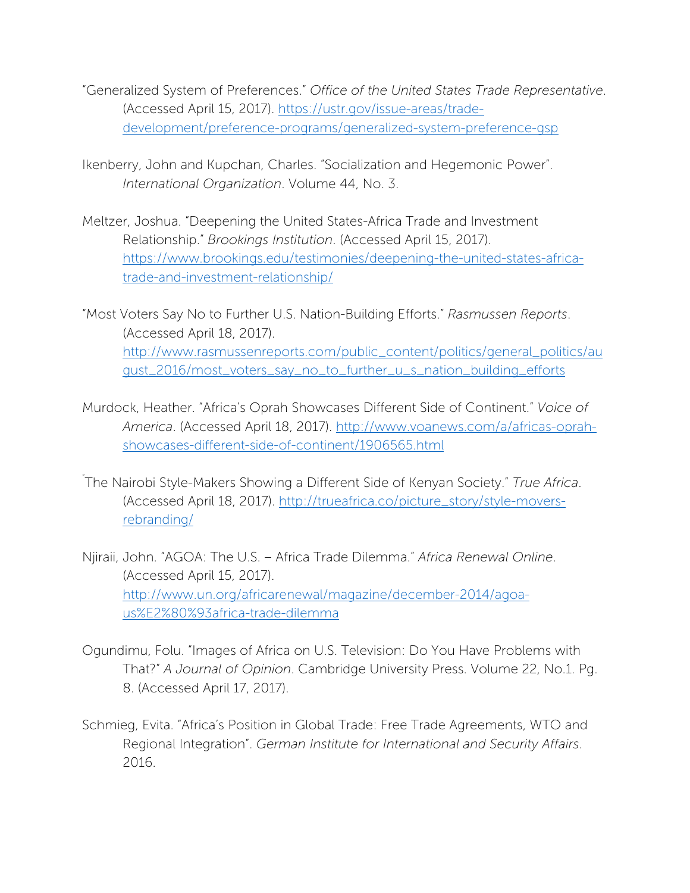"Generalized System of Preferences." *Office of the United States Trade Representative*. (Accessed April 15, 2017). https://ustr.gov/issue-areas/trade-development/preference-programs/generalized-system-preference-gsp

Ikenberry, John and Kupchan, Charles. "Socialization and Hegemonic Power". *International Organization*. Volume 44, No. 3.

Meltzer, Joshua. "Deepening the United States-Africa Trade and Investment Relationship." *Brookings Institution*. (Accessed April 15, 2017). https://www.brookings.edu/testimonies/deepening-the-united-states-africa-trade-and-investment-relationship/

"Most Voters Say No to Further U.S. Nation-Building Efforts." *Rasmussen Reports*. (Accessed April 18, 2017). http://www.rasmussenreports.com/public_content/politics/general_politics/august_2016/most_voters_say_no_to_further_u_s_nation_building_efforts

Murdock, Heather. "Africa's Oprah Showcases Different Side of Continent." *Voice of America*. (Accessed April 18, 2017). http://www.voanews.com/a/africas-oprah-showcases-different-side-of-continent/1906565.html

"The Nairobi Style-Makers Showing a Different Side of Kenyan Society." *True Africa*. (Accessed April 18, 2017). http://trueafrica.co/picture_story/style-movers-rebranding/

Njiraii, John. "AGOA: The U.S. – Africa Trade Dilemma." *Africa Renewal Online*. (Accessed April 15, 2017). http://www.un.org/africarenewal/magazine/december-2014/agoa-us%E2%80%93africa-trade-dilemma

Ogundimu, Folu. "Images of Africa on U.S. Television: Do You Have Problems with That?" *A Journal of Opinion*. Cambridge University Press. Volume 22, No.1. Pg. 8. (Accessed April 17, 2017).

Schmieg, Evita. "Africa's Position in Global Trade: Free Trade Agreements, WTO and Regional Integration". *German Institute for International and Security Affairs*. 2016.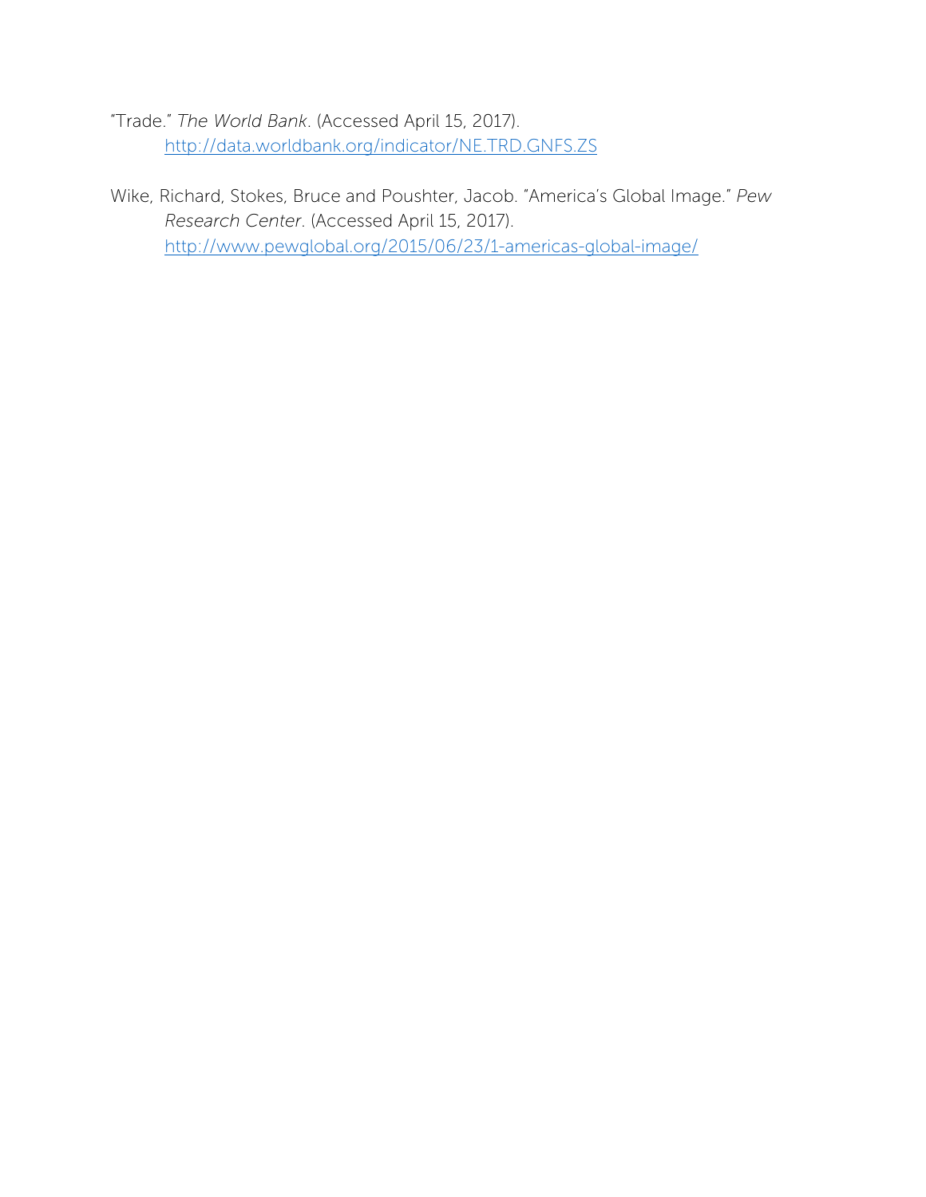"Trade." *The World Bank*. (Accessed April 15, 2017). http://data.worldbank.org/indicator/NE.TRD.GNFS.ZS

Wike, Richard, Stokes, Bruce and Poushter, Jacob. "America's Global Image." *Pew Research Center*. (Accessed April 15, 2017). http://www.pewglobal.org/2015/06/23/1-americas-global-image/